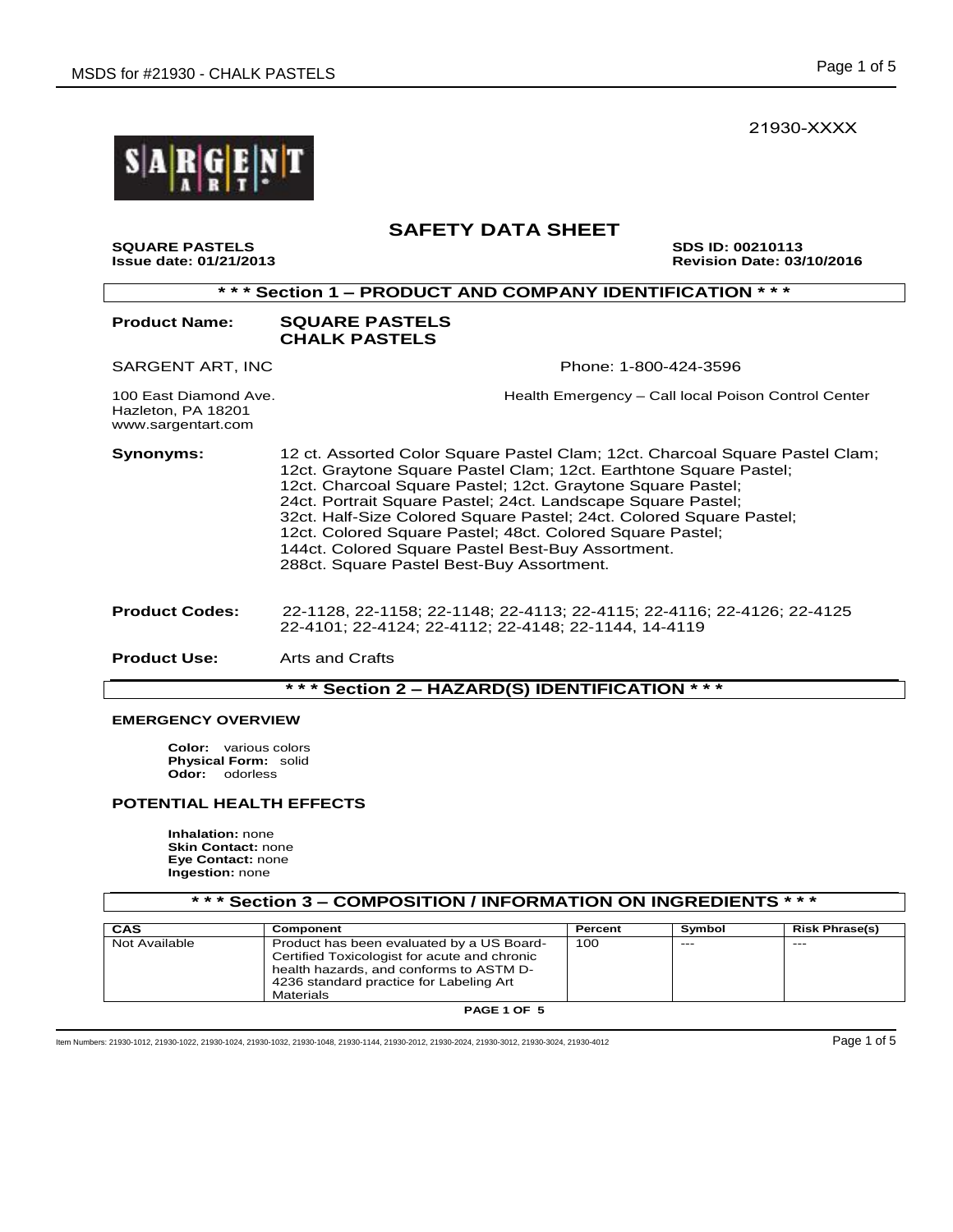21930-XXXX

SARGENT ART

# SAFETY DATA SHEET

**SQUARE PASTELS** **SDS ID: 00210113**
**Issue date: 01/21/2013** **Revision Date: 03/10/2016**

## * * * Section 1 – PRODUCT AND COMPANY IDENTIFICATION * * *

**Product Name:** **SQUARE PASTELS**
**CHALK PASTELS**

SARGENT ART, INC

Phone: 1-800-424-3596

100 East Diamond Ave.
Hazleton, PA 18201
www.sargentart.com

Health Emergency – Call local Poison Control Center

**Synonyms:** 12 ct. Assorted Color Square Pastel Clam; 12ct. Charcoal Square Pastel Clam; 12ct. Graytone Square Pastel Clam; 12ct. Earthtone Square Pastel; 12ct. Charcoal Square Pastel; 12ct. Graytone Square Pastel; 24ct. Portrait Square Pastel; 24ct. Landscape Square Pastel; 32ct. Half-Size Colored Square Pastel; 24ct. Colored Square Pastel; 12ct. Colored Square Pastel; 48ct. Colored Square Pastel; 144ct. Colored Square Pastel Best-Buy Assortment. 288ct. Square Pastel Best-Buy Assortment.

**Product Codes:** 22-1128, 22-1158; 22-1148; 22-4113; 22-4115; 22-4116; 22-4126; 22-4125 22-4101; 22-4124; 22-4112; 22-4148; 22-1144, 14-4119

**Product Use:** Arts and Crafts

## * * * Section 2 – HAZARD(S) IDENTIFICATION * * *

### EMERGENCY OVERVIEW

**Color:** various colors
**Physical Form:** solid
**Odor:** odorless

### POTENTIAL HEALTH EFFECTS

**Inhalation:** none
**Skin Contact:** none
**Eye Contact:** none
**Ingestion:** none

## * * * Section 3 – COMPOSITION / INFORMATION ON INGREDIENTS * * *

| CAS | Component | Percent | Symbol | Risk Phrase(s) |
|---|---|---|---|---|
| Not Available | Product has been evaluated by a US Board-Certified Toxicologist for acute and chronic health hazards, and conforms to ASTM D-4236 standard practice for Labeling Art Materials | 100 | --- | --- |

Item Numbers: 21930-1012, 21930-1022, 21930-1024, 21930-1032, 21930-1048, 21930-1144, 21930-2012, 21930-2024, 21930-3012, 21930-3024, 21930-4012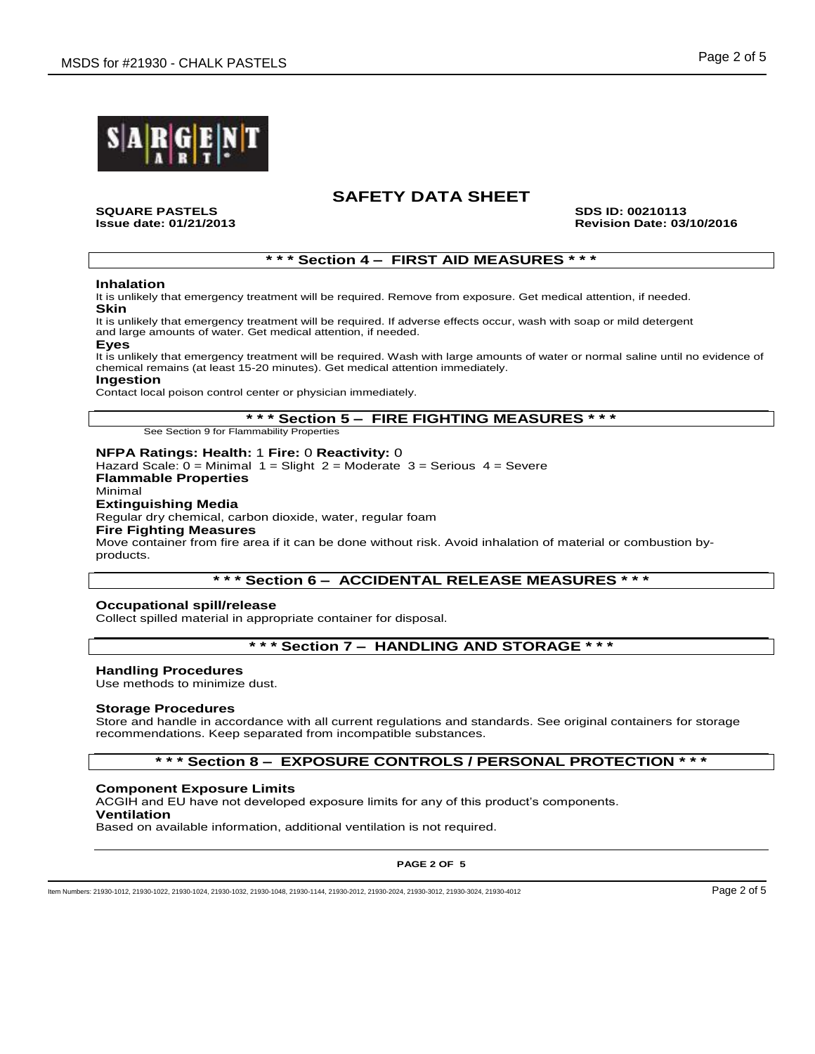# SAFETY DATA SHEET

**SQUARE PASTELS** **SDS ID: 00210113**
**Issue date: 01/21/2013** **Revision Date: 03/10/2016**

## * * * Section 4 – FIRST AID MEASURES * * *

**Inhalation**
It is unlikely that emergency treatment will be required. Remove from exposure. Get medical attention, if needed.

**Skin**
It is unlikely that emergency treatment will be required. If adverse effects occur, wash with soap or mild detergent and large amounts of water. Get medical attention, if needed.

**Eyes**
It is unlikely that emergency treatment will be required. Wash with large amounts of water or normal saline until no evidence of chemical remains (at least 15-20 minutes). Get medical attention immediately.

**Ingestion**
Contact local poison control center or physician immediately.

## * * * Section 5 – FIRE FIGHTING MEASURES * * *

See Section 9 for Flammability Properties

**NFPA Ratings: Health:** 1 **Fire:** 0 **Reactivity:** 0
Hazard Scale: 0 = Minimal 1 = Slight 2 = Moderate 3 = Serious 4 = Severe

**Flammable Properties**
Minimal

**Extinguishing Media**
Regular dry chemical, carbon dioxide, water, regular foam

**Fire Fighting Measures**
Move container from fire area if it can be done without risk. Avoid inhalation of material or combustion by-products.

## * * * Section 6 – ACCIDENTAL RELEASE MEASURES * * *

**Occupational spill/release**
Collect spilled material in appropriate container for disposal.

## * * * Section 7 – HANDLING AND STORAGE * * *

**Handling Procedures**
Use methods to minimize dust.

**Storage Procedures**
Store and handle in accordance with all current regulations and standards. See original containers for storage recommendations. Keep separated from incompatible substances.

## * * * Section 8 – EXPOSURE CONTROLS / PERSONAL PROTECTION * * *

**Component Exposure Limits**
ACGIH and EU have not developed exposure limits for any of this product's components.

**Ventilation**
Based on available information, additional ventilation is not required.

Item Numbers: 21930-1012, 21930-1022, 21930-1024, 21930-1032, 21930-1048, 21930-1144, 21930-2012, 21930-2024, 21930-3012, 21930-3024, 21930-4012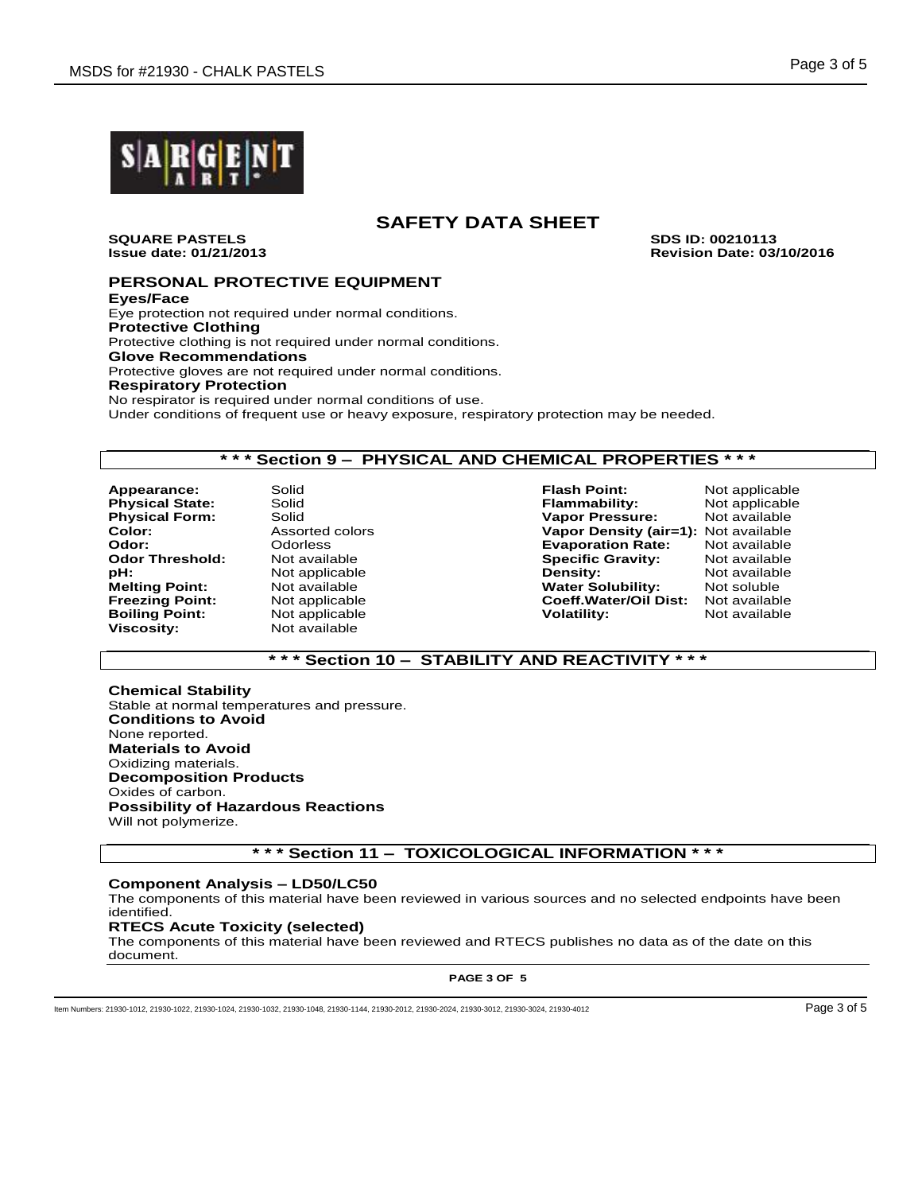# SAFETY DATA SHEET

**SQUARE PASTELS** **SDS ID: 00210113**
**Issue date: 01/21/2013** **Revision Date: 03/10/2016**

## PERSONAL PROTECTIVE EQUIPMENT

**Eyes/Face**
Eye protection not required under normal conditions.
**Protective Clothing**
Protective clothing is not required under normal conditions.
**Glove Recommendations**
Protective gloves are not required under normal conditions.
**Respiratory Protection**
No respirator is required under normal conditions of use.
Under conditions of frequent use or heavy exposure, respiratory protection may be needed.

## * * * Section 9 – PHYSICAL AND CHEMICAL PROPERTIES * * *

| | | | |
|---|---|---|---|
| **Appearance:** | Solid | **Flash Point:** | Not applicable |
| **Physical State:** | Solid | **Flammability:** | Not applicable |
| **Physical Form:** | Solid | **Vapor Pressure:** | Not available |
| **Color:** | Assorted colors | **Vapor Density (air=1):** | Not available |
| **Odor:** | Odorless | **Evaporation Rate:** | Not available |
| **Odor Threshold:** | Not available | **Specific Gravity:** | Not available |
| **pH:** | Not applicable | **Density:** | Not available |
| **Melting Point:** | Not available | **Water Solubility:** | Not soluble |
| **Freezing Point:** | Not applicable | **Coeff.Water/Oil Dist:** | Not available |
| **Boiling Point:** | Not applicable | **Volatility:** | Not available |
| **Viscosity:** | Not available | | |

## * * * Section 10 – STABILITY AND REACTIVITY * * *

**Chemical Stability**
Stable at normal temperatures and pressure.
**Conditions to Avoid**
None reported.
**Materials to Avoid**
Oxidizing materials.
**Decomposition Products**
Oxides of carbon.
**Possibility of Hazardous Reactions**
Will not polymerize.

## * * * Section 11 – TOXICOLOGICAL INFORMATION * * *

**Component Analysis – LD50/LC50**
The components of this material have been reviewed in various sources and no selected endpoints have been identified.
**RTECS Acute Toxicity (selected)**
The components of this material have been reviewed and RTECS publishes no data as of the date on this document.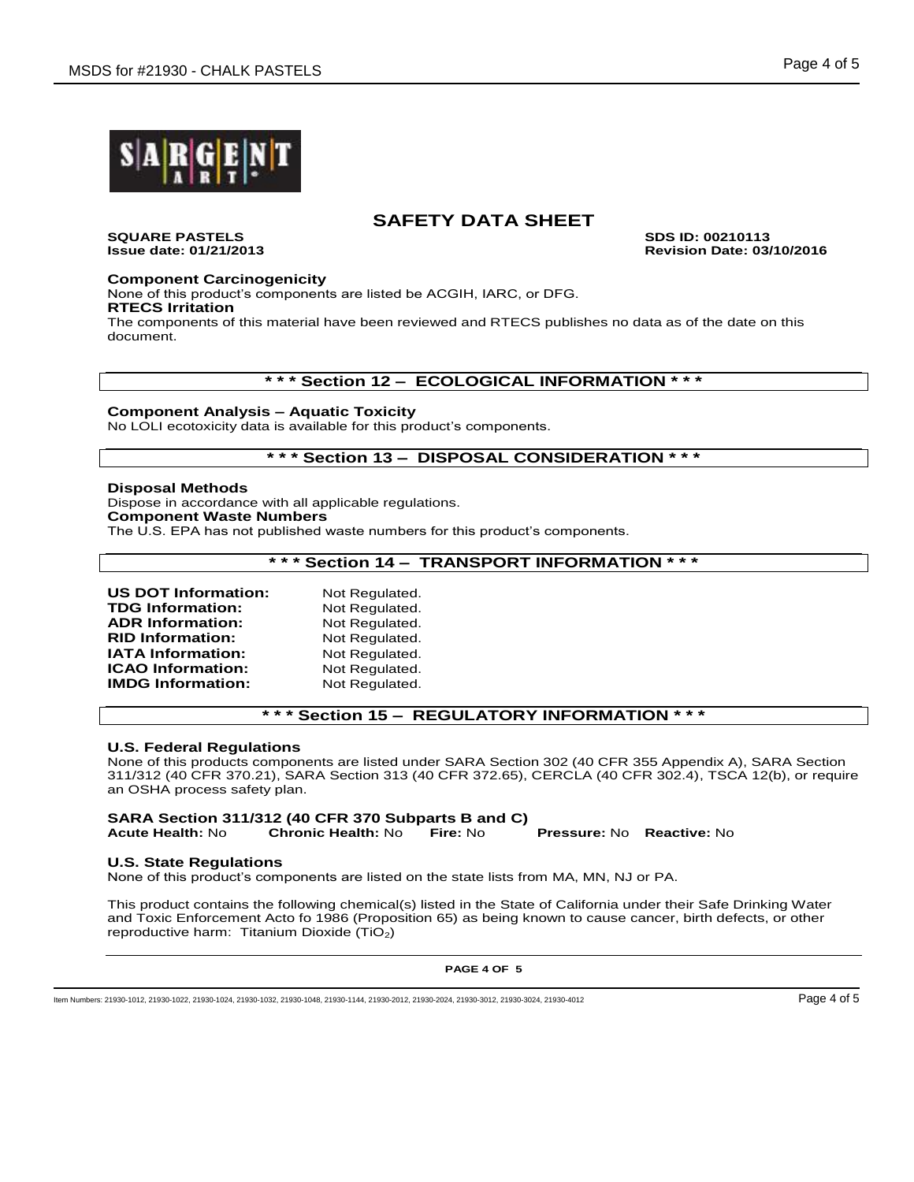# SAFETY DATA SHEET

**SQUARE PASTELS** **SDS ID: 00210113**
**Issue date: 01/21/2013** **Revision Date: 03/10/2016**

**Component Carcinogenicity**
None of this product's components are listed be ACGIH, IARC, or DFG.
**RTECS Irritation**
The components of this material have been reviewed and RTECS publishes no data as of the date on this document.

## * * * Section 12 – ECOLOGICAL INFORMATION * * *

**Component Analysis – Aquatic Toxicity**
No LOLI ecotoxicity data is available for this product's components.

## * * * Section 13 – DISPOSAL CONSIDERATION * * *

**Disposal Methods**
Dispose in accordance with all applicable regulations.
**Component Waste Numbers**
The U.S. EPA has not published waste numbers for this product's components.

## * * * Section 14 – TRANSPORT INFORMATION * * *

| | |
|---|---|
| **US DOT Information:** | Not Regulated. |
| **TDG Information:** | Not Regulated. |
| **ADR Information:** | Not Regulated. |
| **RID Information:** | Not Regulated. |
| **IATA Information:** | Not Regulated. |
| **ICAO Information:** | Not Regulated. |
| **IMDG Information:** | Not Regulated. |

## * * * Section 15 – REGULATORY INFORMATION * * *

**U.S. Federal Regulations**
None of this products components are listed under SARA Section 302 (40 CFR 355 Appendix A), SARA Section 311/312 (40 CFR 370.21), SARA Section 313 (40 CFR 372.65), CERCLA (40 CFR 302.4), TSCA 12(b), or require an OSHA process safety plan.

**SARA Section 311/312 (40 CFR 370 Subparts B and C)**
**Acute Health:** No **Chronic Health:** No **Fire:** No **Pressure:** No **Reactive:** No

**U.S. State Regulations**
None of this product's components are listed on the state lists from MA, MN, NJ or PA.

This product contains the following chemical(s) listed in the State of California under their Safe Drinking Water and Toxic Enforcement Acto fo 1986 (Proposition 65) as being known to cause cancer, birth defects, or other reproductive harm: Titanium Dioxide ($TiO_2$)

Item Numbers: 21930-1012, 21930-1022, 21930-1024, 21930-1032, 21930-1048, 21930-1144, 21930-2012, 21930-2024, 21930-3012, 21930-3024, 21930-4012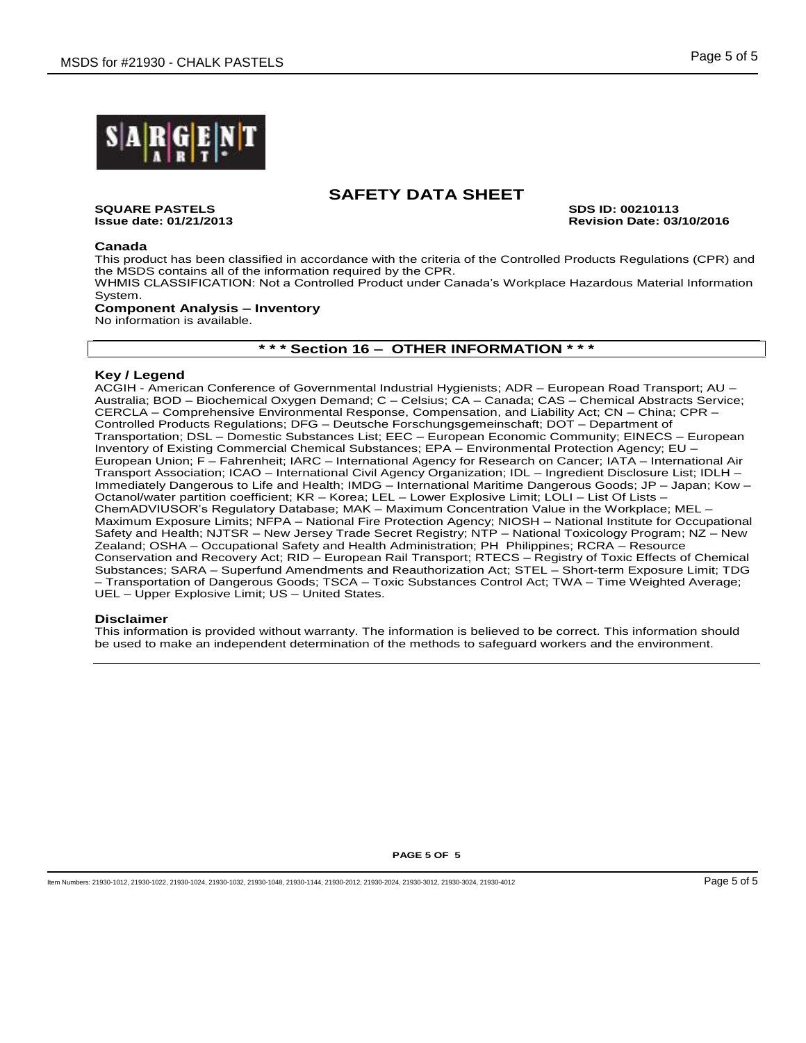# SAFETY DATA SHEET

**SQUARE PASTELS** **SDS ID: 00210113**
**Issue date: 01/21/2013** **Revision Date: 03/10/2016**

### Canada

This product has been classified in accordance with the criteria of the Controlled Products Regulations (CPR) and the MSDS contains all of the information required by the CPR.

WHMIS CLASSIFICATION: Not a Controlled Product under Canada's Workplace Hazardous Material Information System.

### Component Analysis – Inventory

No information is available.

## * * * Section 16 – OTHER INFORMATION * * *

### Key / Legend

ACGIH - American Conference of Governmental Industrial Hygienists; ADR – European Road Transport; AU – Australia; BOD – Biochemical Oxygen Demand; C – Celsius; CA – Canada; CAS – Chemical Abstracts Service; CERCLA – Comprehensive Environmental Response, Compensation, and Liability Act; CN – China; CPR – Controlled Products Regulations; DFG – Deutsche Forschungsgemeinschaft; DOT – Department of Transportation; DSL – Domestic Substances List; EEC – European Economic Community; EINECS – European Inventory of Existing Commercial Chemical Substances; EPA – Environmental Protection Agency; EU – European Union; F – Fahrenheit; IARC – International Agency for Research on Cancer; IATA – International Air Transport Association; ICAO – International Civil Agency Organization; IDL – Ingredient Disclosure List; IDLH – Immediately Dangerous to Life and Health; IMDG – International Maritime Dangerous Goods; JP – Japan; Kow – Octanol/water partition coefficient; KR – Korea; LEL – Lower Explosive Limit; LOLI – List Of Lists – ChemADVIUSOR's Regulatory Database; MAK – Maximum Concentration Value in the Workplace; MEL – Maximum Exposure Limits; NFPA – National Fire Protection Agency; NIOSH – National Institute for Occupational Safety and Health; NJTSR – New Jersey Trade Secret Registry; NTP – National Toxicology Program; NZ – New Zealand; OSHA – Occupational Safety and Health Administration; PH Philippines; RCRA – Resource Conservation and Recovery Act; RID – European Rail Transport; RTECS – Registry of Toxic Effects of Chemical Substances; SARA – Superfund Amendments and Reauthorization Act; STEL – Short-term Exposure Limit; TDG – Transportation of Dangerous Goods; TSCA – Toxic Substances Control Act; TWA – Time Weighted Average; UEL – Upper Explosive Limit; US – United States.

### Disclaimer

This information is provided without warranty. The information is believed to be correct. This information should be used to make an independent determination of the methods to safeguard workers and the environment.

Item Numbers: 21930-1012, 21930-1022, 21930-1024, 21930-1032, 21930-1048, 21930-1144, 21930-2012, 21930-2024, 21930-3012, 21930-3024, 21930-4012